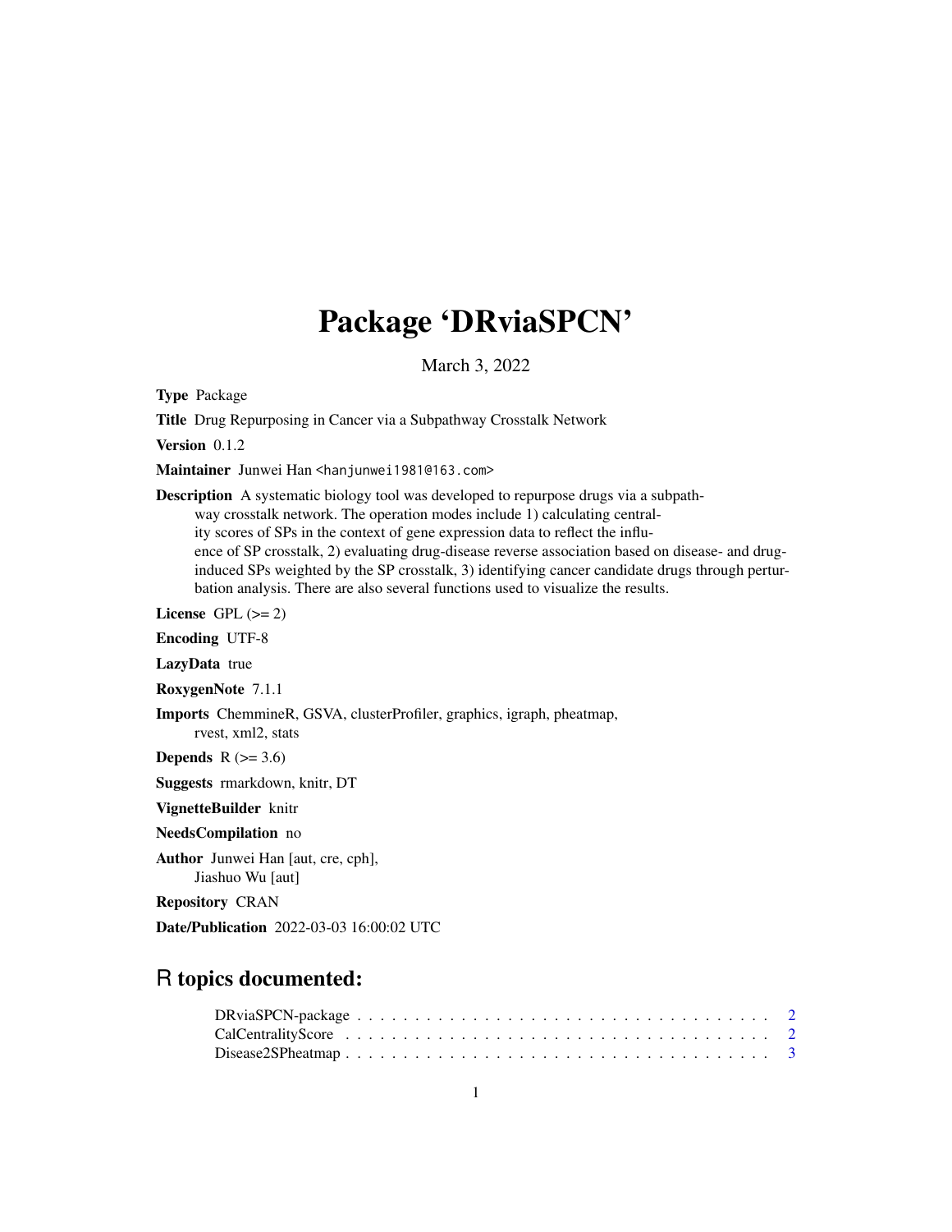# Package 'DRviaSPCN'

March 3, 2022

**Type** Package

**Title** Drug Repurposing in Cancer via a Subpathway Crosstalk Network

**Version** 0.1.2

**Maintainer** Junwei Han <hanjunwei1981@163.com>

**Description** A systematic biology tool was developed to repurpose drugs via a subpathway crosstalk network. The operation modes include 1) calculating centrality scores of SPs in the context of gene expression data to reflect the influence of SP crosstalk, 2) evaluating drug-disease reverse association based on disease- and drug-induced SPs weighted by the SP crosstalk, 3) identifying cancer candidate drugs through perturbation analysis. There are also several functions used to visualize the results.

**License** GPL (>= 2)

**Encoding** UTF-8

**LazyData** true

**RoxygenNote** 7.1.1

**Imports** ChemmineR, GSVA, clusterProfiler, graphics, igraph, pheatmap, rvest, xml2, stats

**Depends** R (>= 3.6)

**Suggests** rmarkdown, knitr, DT

**VignetteBuilder** knitr

**NeedsCompilation** no

**Author** Junwei Han [aut, cre, cph], Jiashuo Wu [aut]

**Repository** CRAN

**Date/Publication** 2022-03-03 16:00:02 UTC

## R topics documented:

DRviaSPCN-package . . . . . . . . . . . . . . . . . . . . . . . . . . . . . . . . . . . 2
CalCentralityScore . . . . . . . . . . . . . . . . . . . . . . . . . . . . . . . . . . . 2
Disease2SPheatmap . . . . . . . . . . . . . . . . . . . . . . . . . . . . . . . . . . . 3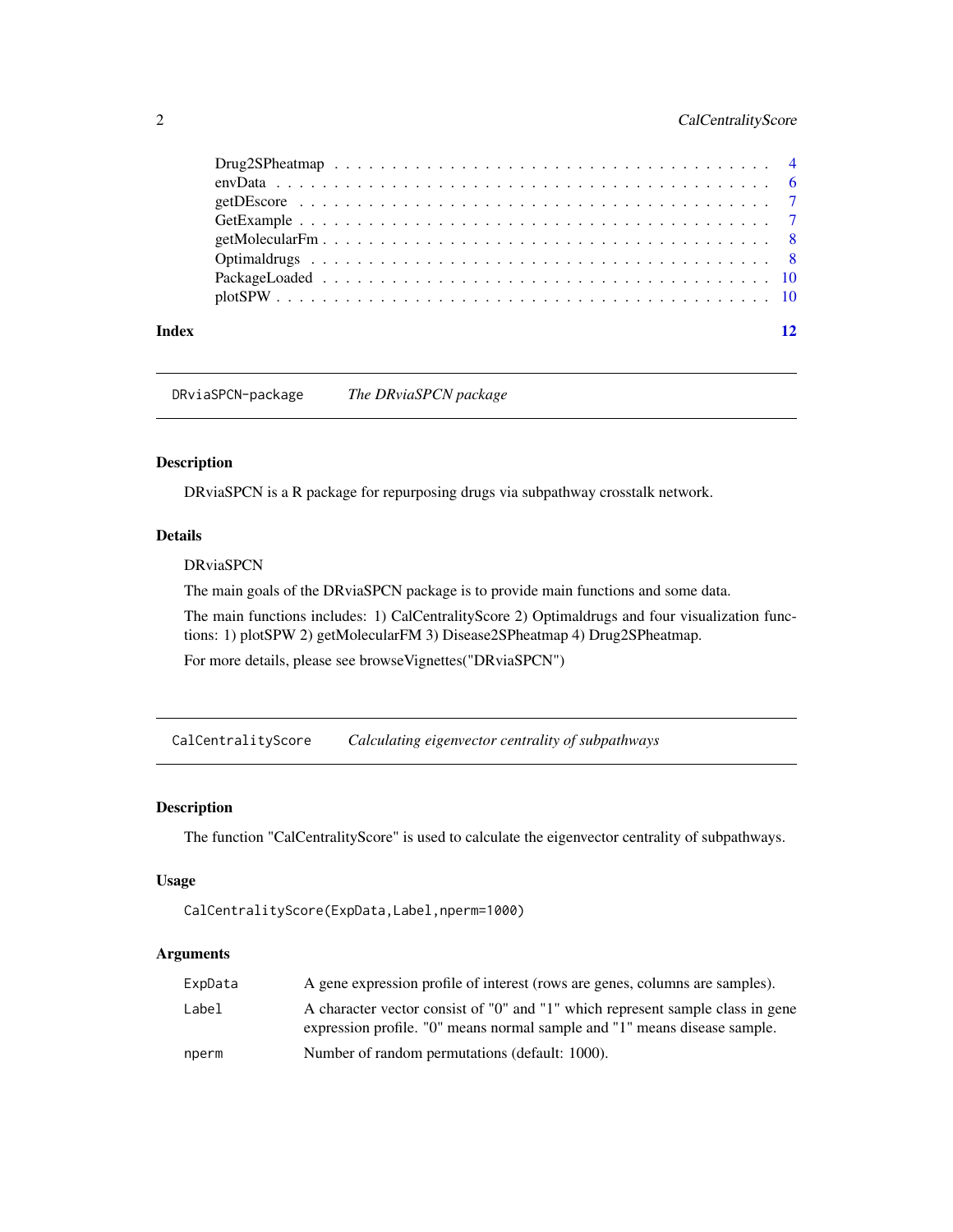Drug2SPheatmap . . . . . . . . . . . . . . . . . . . . . . . . . . . . . . . . . . 4
envData . . . . . . . . . . . . . . . . . . . . . . . . . . . . . . . . . . . . . . 6
getDEscore . . . . . . . . . . . . . . . . . . . . . . . . . . . . . . . . . . . . 7
GetExample . . . . . . . . . . . . . . . . . . . . . . . . . . . . . . . . . . . . 7
getMolecularFm . . . . . . . . . . . . . . . . . . . . . . . . . . . . . . . . . . 8
Optimaldrugs . . . . . . . . . . . . . . . . . . . . . . . . . . . . . . . . . . . 8
PackageLoaded . . . . . . . . . . . . . . . . . . . . . . . . . . . . . . . . . . 10
plotSPW . . . . . . . . . . . . . . . . . . . . . . . . . . . . . . . . . . . . . 10

**Index** 12

---

## DRviaSPCN-package — *The DRviaSPCN package*

### Description

DRviaSPCN is a R package for repurposing drugs via subpathway crosstalk network.

### Details

DRviaSPCN

The main goals of the DRviaSPCN package is to provide main functions and some data.

The main functions includes: 1) CalCentralityScore 2) Optimaldrugs and four visualization functions: 1) plotSPW 2) getMolecularFM 3) Disease2SPheatmap 4) Drug2SPheatmap.

For more details, please see browseVignettes("DRviaSPCN")

---

## CalCentralityScore — *Calculating eigenvector centrality of subpathways*

### Description

The function "CalCentralityScore" is used to calculate the eigenvector centrality of subpathways.

### Usage

```
CalCentralityScore(ExpData,Label,nperm=1000)
```

### Arguments

| Argument | Description |
|---|---|
| ExpData | A gene expression profile of interest (rows are genes, columns are samples). |
| Label | A character vector consist of "0" and "1" which represent sample class in gene expression profile. "0" means normal sample and "1" means disease sample. |
| nperm | Number of random permutations (default: 1000). |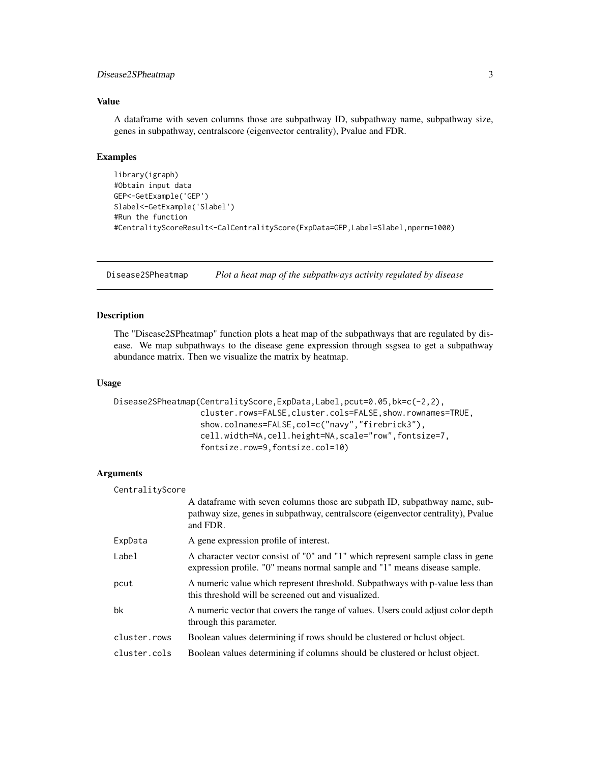### Value

A dataframe with seven columns those are subpathway ID, subpathway name, subpathway size, genes in subpathway, centralscore (eigenvector centrality), Pvalue and FDR.

### Examples

```
library(igraph)
#Obtain input data
GEP<-GetExample('GEP')
Slabel<-GetExample('Slabel')
#Run the function
#CentralityScoreResult<-CalCentralityScore(ExpData=GEP,Label=Slabel,nperm=1000)
```

---

## Disease2SPheatmap *Plot a heat map of the subpathways activity regulated by disease*

---

### Description

The "Disease2SPheatmap" function plots a heat map of the subpathways that are regulated by disease. We map subpathways to the disease gene expression through ssgsea to get a subpathway abundance matrix. Then we visualize the matrix by heatmap.

### Usage

```
Disease2SPheatmap(CentralityScore,ExpData,Label,pcut=0.05,bk=c(-2,2),
                  cluster.rows=FALSE,cluster.cols=FALSE,show.rownames=TRUE,
                  show.colnames=FALSE,col=c("navy","firebrick3"),
                  cell.width=NA,cell.height=NA,scale="row",fontsize=7,
                  fontsize.row=9,fontsize.col=10)
```

### Arguments

| | |
|---|---|
| CentralityScore | A dataframe with seven columns those are subpath ID, subpathway name, subpathway size, genes in subpathway, centralscore (eigenvector centrality), Pvalue and FDR. |
| ExpData | A gene expression profile of interest. |
| Label | A character vector consist of "0" and "1" which represent sample class in gene expression profile. "0" means normal sample and "1" means disease sample. |
| pcut | A numeric value which represent threshold. Subpathways with p-value less than this threshold will be screened out and visualized. |
| bk | A numeric vector that covers the range of values. Users could adjust color depth through this parameter. |
| cluster.rows | Boolean values determining if rows should be clustered or hclust object. |
| cluster.cols | Boolean values determining if columns should be clustered or hclust object. |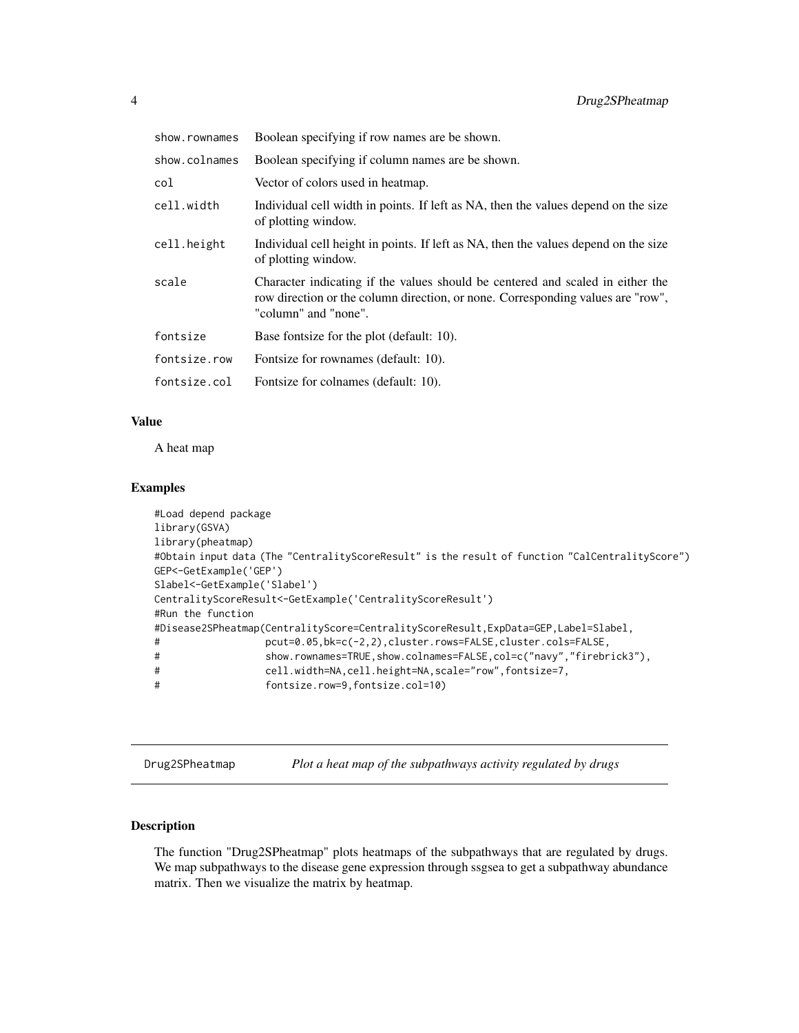| | |
|---|---|
| show.rownames | Boolean specifying if row names are be shown. |
| show.colnames | Boolean specifying if column names are be shown. |
| col | Vector of colors used in heatmap. |
| cell.width | Individual cell width in points. If left as NA, then the values depend on the size of plotting window. |
| cell.height | Individual cell height in points. If left as NA, then the values depend on the size of plotting window. |
| scale | Character indicating if the values should be centered and scaled in either the row direction or the column direction, or none. Corresponding values are "row", "column" and "none". |
| fontsize | Base fontsize for the plot (default: 10). |
| fontsize.row | Fontsize for rownames (default: 10). |
| fontsize.col | Fontsize for colnames (default: 10). |

### Value

A heat map

### Examples

```
#Load depend package
library(GSVA)
library(pheatmap)
#Obtain input data (The "CentralityScoreResult" is the result of function "CalCentralityScore")
GEP<-GetExample('GEP')
Slabel<-GetExample('Slabel')
CentralityScoreResult<-GetExample('CentralityScoreResult')
#Run the function
#Disease2SPheatmap(CentralityScore=CentralityScoreResult,ExpData=GEP,Label=Slabel,
#                  pcut=0.05,bk=c(-2,2),cluster.rows=FALSE,cluster.cols=FALSE,
#                  show.rownames=TRUE,show.colnames=FALSE,col=c("navy","firebrick3"),
#                  cell.width=NA,cell.height=NA,scale="row",fontsize=7,
#                  fontsize.row=9,fontsize.col=10)
```

---

## Drug2SPheatmap    *Plot a heat map of the subpathways activity regulated by drugs*

---

### Description

The function "Drug2SPheatmap" plots heatmaps of the subpathways that are regulated by drugs. We map subpathways to the disease gene expression through ssgsea to get a subpathway abundance matrix. Then we visualize the matrix by heatmap.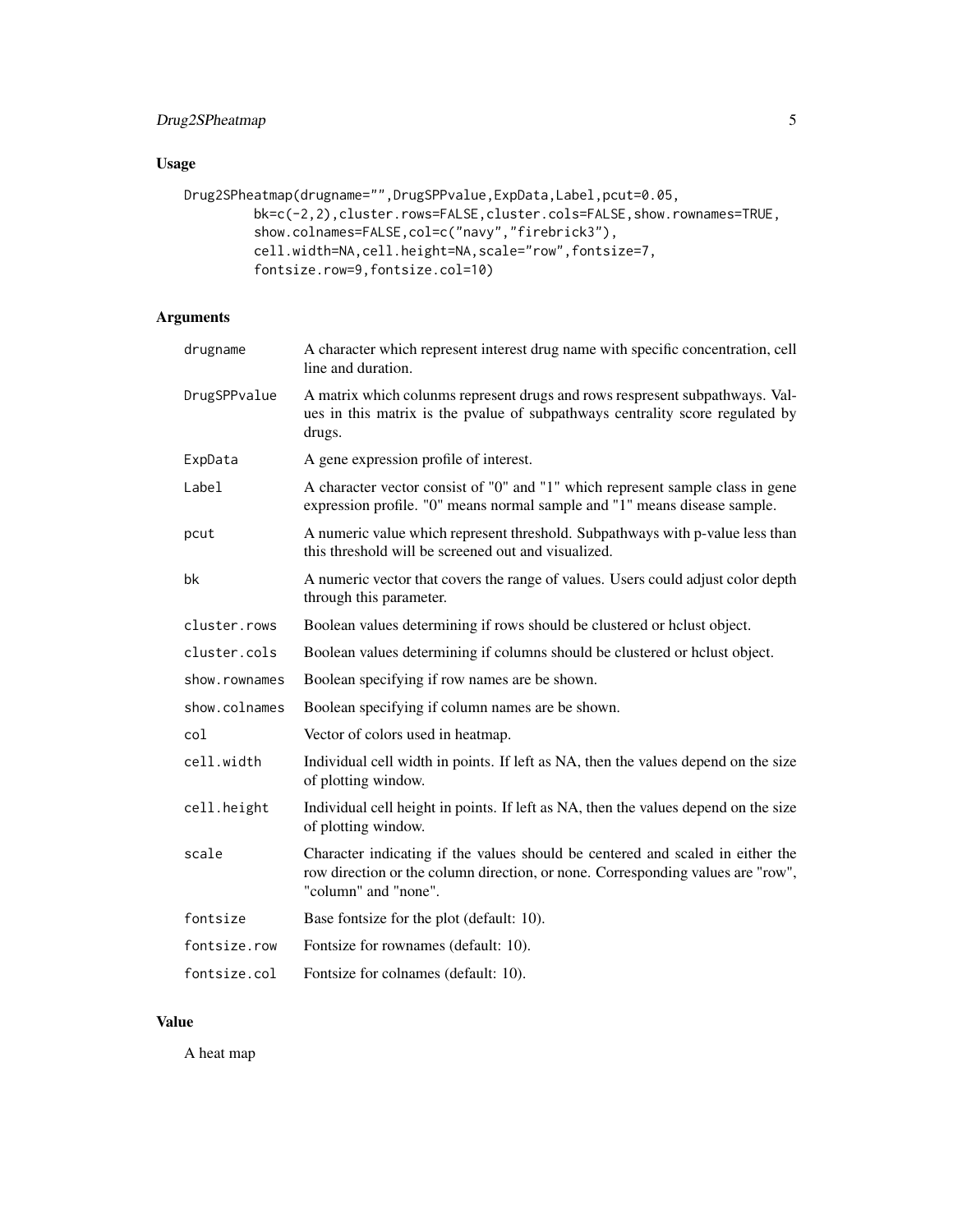## Usage

```
Drug2SPheatmap(drugname="",DrugSPPvalue,ExpData,Label,pcut=0.05,
        bk=c(-2,2),cluster.rows=FALSE,cluster.cols=FALSE,show.rownames=TRUE,
        show.colnames=FALSE,col=c("navy","firebrick3"),
        cell.width=NA,cell.height=NA,scale="row",fontsize=7,
        fontsize.row=9,fontsize.col=10)
```

## Arguments

| | |
|---|---|
| drugname | A character which represent interest drug name with specific concentration, cell line and duration. |
| DrugSPPvalue | A matrix which colunms represent drugs and rows respresent subpathways. Values in this matrix is the pvalue of subpathways centrality score regulated by drugs. |
| ExpData | A gene expression profile of interest. |
| Label | A character vector consist of "0" and "1" which represent sample class in gene expression profile. "0" means normal sample and "1" means disease sample. |
| pcut | A numeric value which represent threshold. Subpathways with p-value less than this threshold will be screened out and visualized. |
| bk | A numeric vector that covers the range of values. Users could adjust color depth through this parameter. |
| cluster.rows | Boolean values determining if rows should be clustered or hclust object. |
| cluster.cols | Boolean values determining if columns should be clustered or hclust object. |
| show.rownames | Boolean specifying if row names are be shown. |
| show.colnames | Boolean specifying if column names are be shown. |
| col | Vector of colors used in heatmap. |
| cell.width | Individual cell width in points. If left as NA, then the values depend on the size of plotting window. |
| cell.height | Individual cell height in points. If left as NA, then the values depend on the size of plotting window. |
| scale | Character indicating if the values should be centered and scaled in either the row direction or the column direction, or none. Corresponding values are "row", "column" and "none". |
| fontsize | Base fontsize for the plot (default: 10). |
| fontsize.row | Fontsize for rownames (default: 10). |
| fontsize.col | Fontsize for colnames (default: 10). |

## Value

A heat map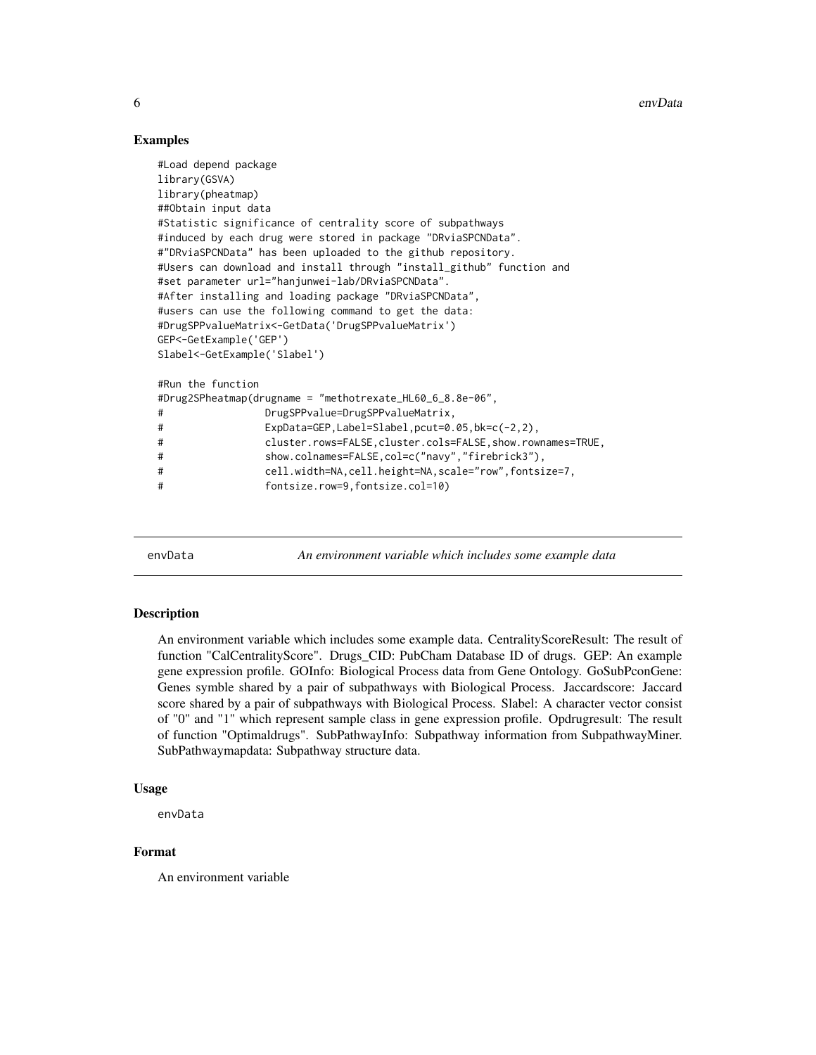### Examples

```
#Load depend package
library(GSVA)
library(pheatmap)
##Obtain input data
#Statistic significance of centrality score of subpathways
#induced by each drug were stored in package "DRviaSPCNData".
#"DRviaSPCNData" has been uploaded to the github repository.
#Users can download and install through "install_github" function and
#set parameter url="hanjunwei-lab/DRviaSPCNData".
#After installing and loading package "DRviaSPCNData",
#users can use the following command to get the data:
#DrugSPPvalueMatrix<-GetData('DrugSPPvalueMatrix')
GEP<-GetExample('GEP')
Slabel<-GetExample('Slabel')

#Run the function
#Drug2SPheatmap(drugname = "methotrexate_HL60_6_8.8e-06",
#                DrugSPPvalue=DrugSPPvalueMatrix,
#                ExpData=GEP,Label=Slabel,pcut=0.05,bk=c(-2,2),
#                cluster.rows=FALSE,cluster.cols=FALSE,show.rownames=TRUE,
#                show.colnames=FALSE,col=c("navy","firebrick3"),
#                cell.width=NA,cell.height=NA,scale="row",fontsize=7,
#                fontsize.row=9,fontsize.col=10)
```

---

## envData — *An environment variable which includes some example data*

### Description

An environment variable which includes some example data. CentralityScoreResult: The result of function "CalCentralityScore". Drugs_CID: PubCham Database ID of drugs. GEP: An example gene expression profile. GOInfo: Biological Process data from Gene Ontology. GoSubPconGene: Genes symble shared by a pair of subpathways with Biological Process. Jaccardscore: Jaccard score shared by a pair of subpathways with Biological Process. Slabel: A character vector consist of "0" and "1" which represent sample class in gene expression profile. Opdrugresult: The result of function "Optimaldrugs". SubPathwayInfo: Subpathway information from SubpathwayMiner. SubPathwaymapdata: Subpathway structure data.

### Usage

```
envData
```

### Format

An environment variable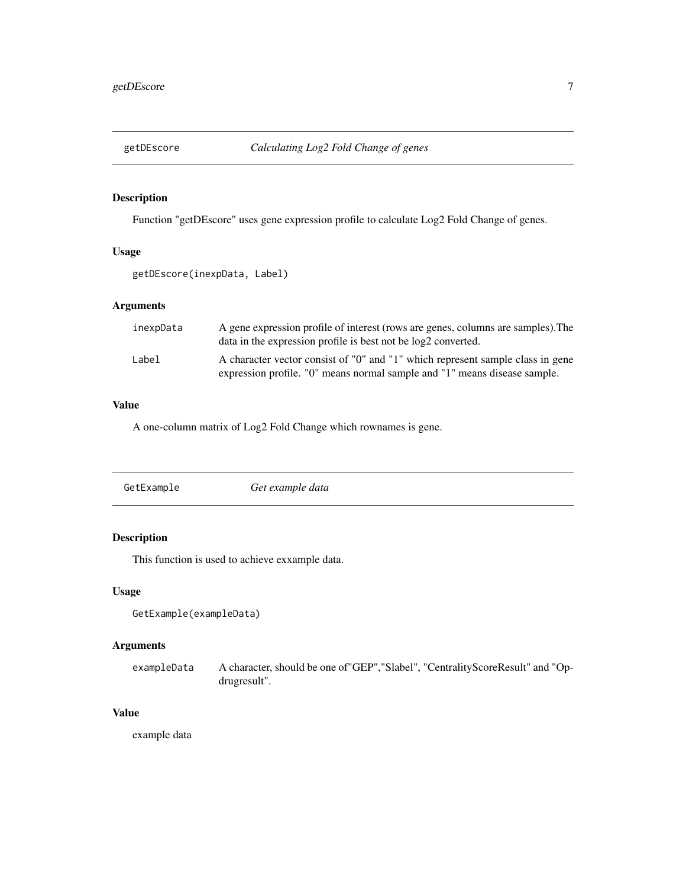## getDEscore *Calculating Log2 Fold Change of genes*

### Description

Function "getDEscore" uses gene expression profile to calculate Log2 Fold Change of genes.

### Usage

```
getDEscore(inexpData, Label)
```

### Arguments

| | |
|---|---|
| `inexpData` | A gene expression profile of interest (rows are genes, columns are samples).The data in the expression profile is best not be log2 converted. |
| `Label` | A character vector consist of "0" and "1" which represent sample class in gene expression profile. "0" means normal sample and "1" means disease sample. |

### Value

A one-column matrix of Log2 Fold Change which rownames is gene.

## GetExample *Get example data*

### Description

This function is used to achieve exxample data.

### Usage

```
GetExample(exampleData)
```

### Arguments

| | |
|---|---|
| `exampleData` | A character, should be one of"GEP","Slabel", "CentralityScoreResult" and "Opdrugresult". |

### Value

example data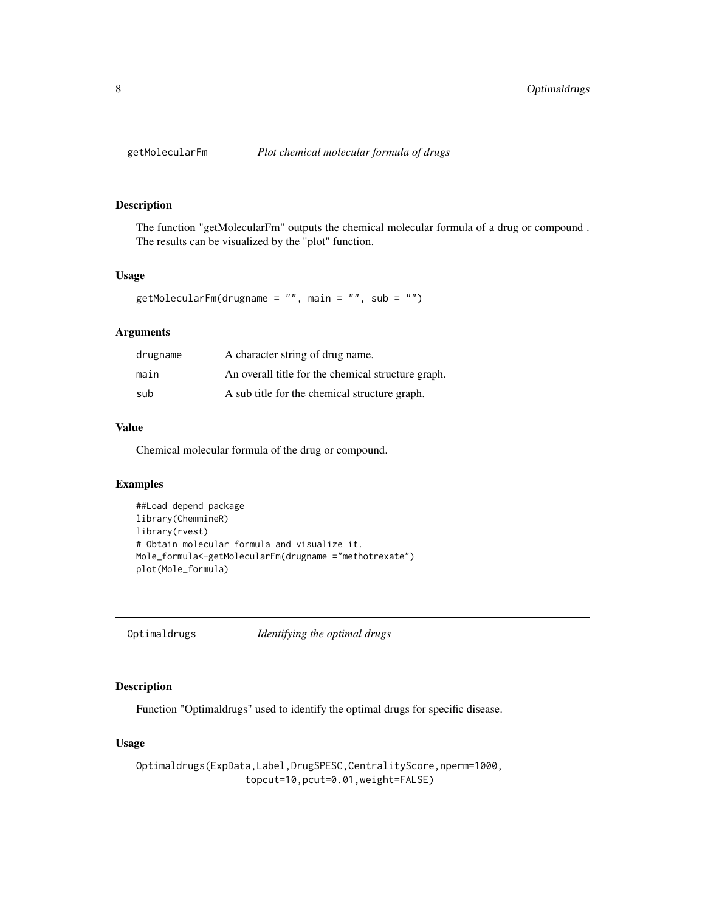## getMolecularFm — *Plot chemical molecular formula of drugs*

### Description

The function "getMolecularFm" outputs the chemical molecular formula of a drug or compound . The results can be visualized by the "plot" function.

### Usage

```
getMolecularFm(drugname = "", main = "", sub = "")
```

### Arguments

| | |
|---|---|
| drugname | A character string of drug name. |
| main | An overall title for the chemical structure graph. |
| sub | A sub title for the chemical structure graph. |

### Value

Chemical molecular formula of the drug or compound.

### Examples

```
##Load depend package
library(ChemmineR)
library(rvest)
# Obtain molecular formula and visualize it.
Mole_formula<-getMolecularFm(drugname ="methotrexate")
plot(Mole_formula)
```

## Optimaldrugs — *Identifying the optimal drugs*

### Description

Function "Optimaldrugs" used to identify the optimal drugs for specific disease.

### Usage

```
Optimaldrugs(ExpData,Label,DrugSPESC,CentralityScore,nperm=1000,
                   topcut=10,pcut=0.01,weight=FALSE)
```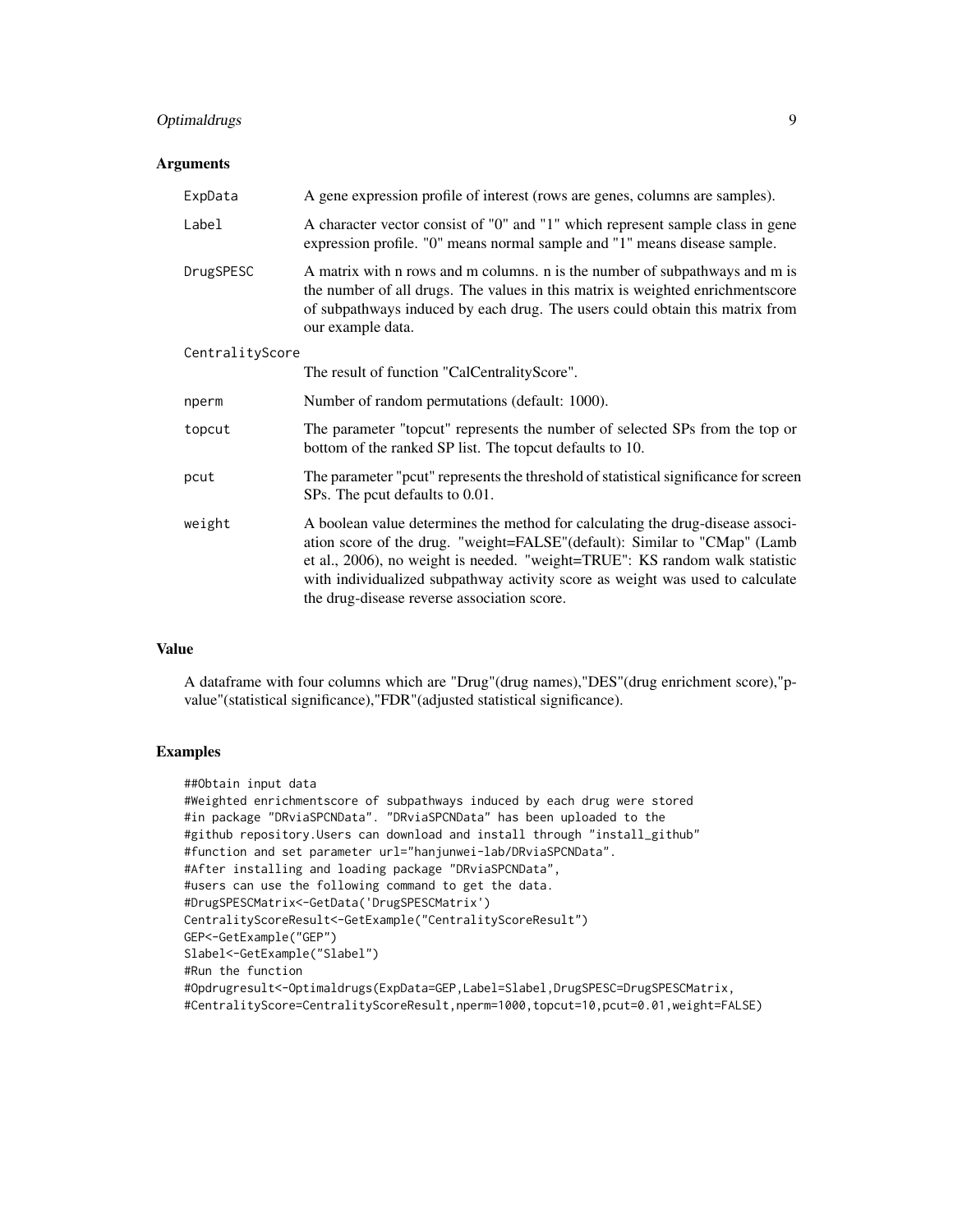## Arguments

| | |
|---|---|
| ExpData | A gene expression profile of interest (rows are genes, columns are samples). |
| Label | A character vector consist of "0" and "1" which represent sample class in gene expression profile. "0" means normal sample and "1" means disease sample. |
| DrugSPESC | A matrix with n rows and m columns. n is the number of subpathways and m is the number of all drugs. The values in this matrix is weighted enrichmentscore of subpathways induced by each drug. The users could obtain this matrix from our example data. |
| CentralityScore | The result of function "CalCentralityScore". |
| nperm | Number of random permutations (default: 1000). |
| topcut | The parameter "topcut" represents the number of selected SPs from the top or bottom of the ranked SP list. The topcut defaults to 10. |
| pcut | The parameter "pcut" represents the threshold of statistical significance for screen SPs. The pcut defaults to 0.01. |
| weight | A boolean value determines the method for calculating the drug-disease association score of the drug. "weight=FALSE"(default): Similar to "CMap" (Lamb et al., 2006), no weight is needed. "weight=TRUE": KS random walk statistic with individualized subpathway activity score as weight was used to calculate the drug-disease reverse association score. |

## Value

A dataframe with four columns which are "Drug"(drug names),"DES"(drug enrichment score),"p-value"(statistical significance),"FDR"(adjusted statistical significance).

## Examples

```
##Obtain input data
#Weighted enrichmentscore of subpathways induced by each drug were stored
#in package "DRviaSPCNData". "DRviaSPCNData" has been uploaded to the
#github repository.Users can download and install through "install_github"
#function and set parameter url="hanjunwei-lab/DRviaSPCNData".
#After installing and loading package "DRviaSPCNData",
#users can use the following command to get the data.
#DrugSPESCMatrix<-GetData('DrugSPESCMatrix')
CentralityScoreResult<-GetExample("CentralityScoreResult")
GEP<-GetExample("GEP")
Slabel<-GetExample("Slabel")
#Run the function
#Opdrugresult<-Optimaldrugs(ExpData=GEP,Label=Slabel,DrugSPESC=DrugSPESCMatrix,
#CentralityScore=CentralityScoreResult,nperm=1000,topcut=10,pcut=0.01,weight=FALSE)
```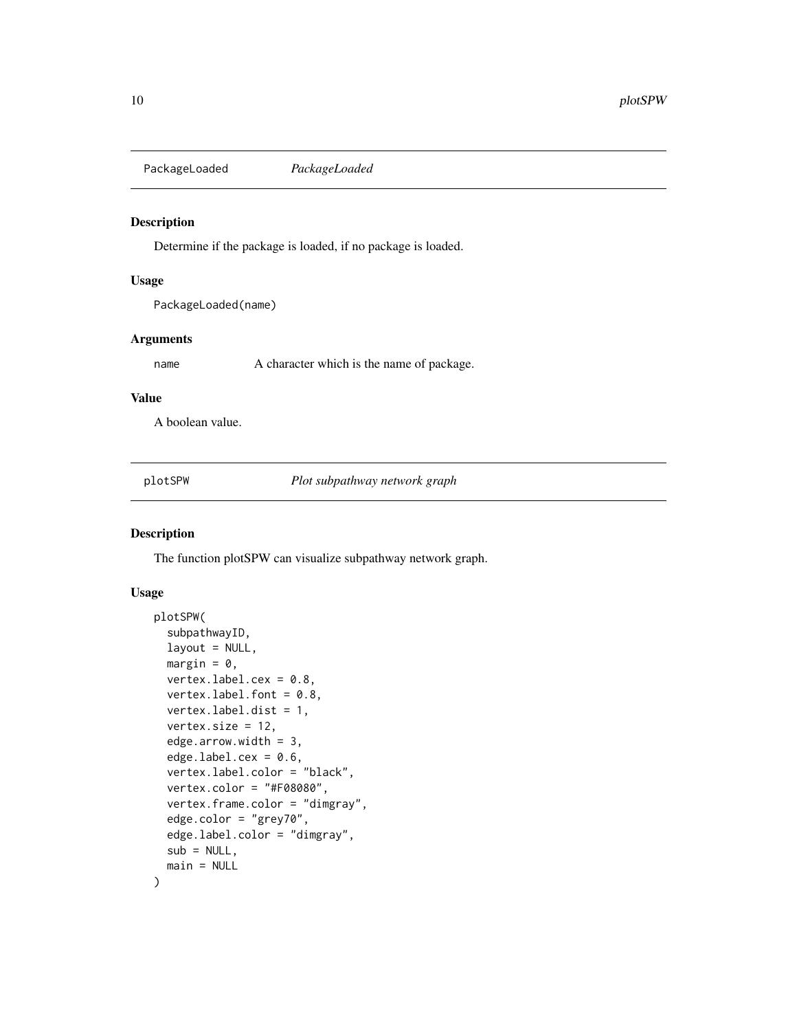## PackageLoaded *PackageLoaded*

### Description

Determine if the package is loaded, if no package is loaded.

### Usage

```
PackageLoaded(name)
```

### Arguments

name A character which is the name of package.

### Value

A boolean value.

## plotSPW *Plot subpathway network graph*

### Description

The function plotSPW can visualize subpathway network graph.

### Usage

```
plotSPW(
  subpathwayID,
  layout = NULL,
  margin = 0,
  vertex.label.cex = 0.8,
  vertex.label.font = 0.8,
  vertex.label.dist = 1,
  vertex.size = 12,
  edge.arrow.width = 3,
  edge.label.cex = 0.6,
  vertex.label.color = "black",
  vertex.color = "#F08080",
  vertex.frame.color = "dimgray",
  edge.color = "grey70",
  edge.label.color = "dimgray",
  sub = NULL,
  main = NULL
)
```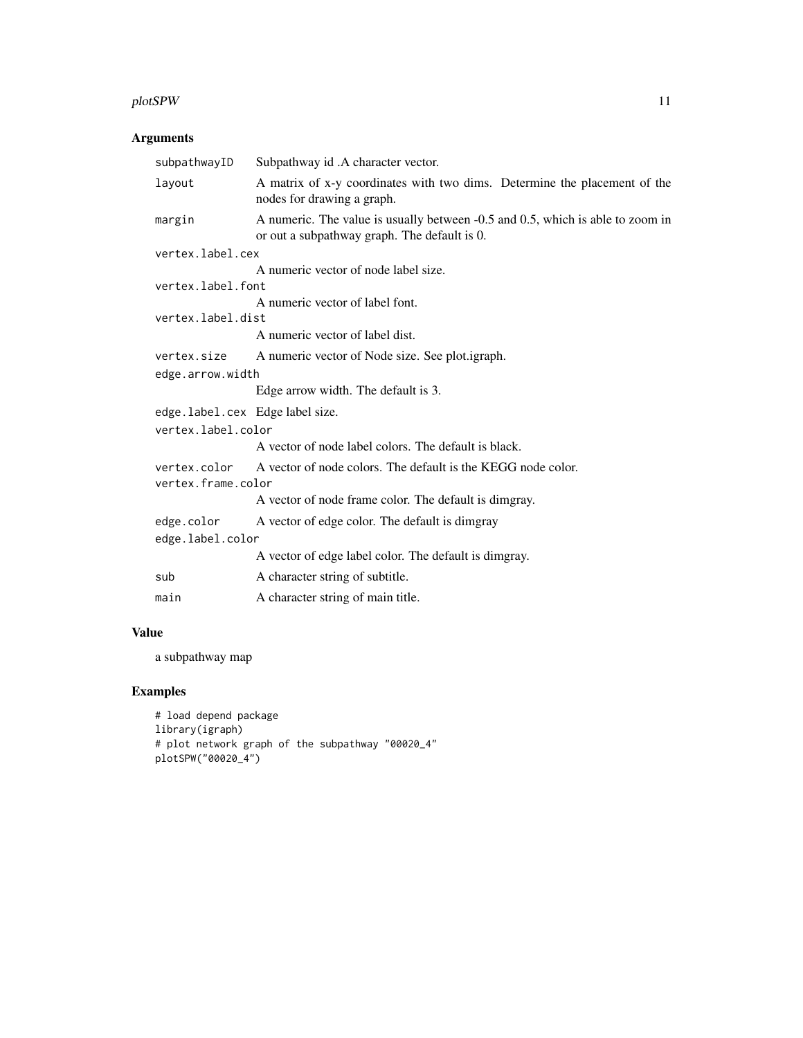## Arguments

- `subpathwayID` Subpathway id .A character vector.
- `layout` A matrix of x-y coordinates with two dims. Determine the placement of the nodes for drawing a graph.
- `margin` A numeric. The value is usually between -0.5 and 0.5, which is able to zoom in or out a subpathway graph. The default is 0.
- `vertex.label.cex` A numeric vector of node label size.
- `vertex.label.font` A numeric vector of label font.
- `vertex.label.dist` A numeric vector of label dist.
- `vertex.size` A numeric vector of Node size. See plot.igraph.
- `edge.arrow.width` Edge arrow width. The default is 3.
- `edge.label.cex` Edge label size.
- `vertex.label.color` A vector of node label colors. The default is black.
- `vertex.color` A vector of node colors. The default is the KEGG node color.
- `vertex.frame.color` A vector of node frame color. The default is dimgray.
- `edge.color` A vector of edge color. The default is dimgray
- `edge.label.color` A vector of edge label color. The default is dimgray.
- `sub` A character string of subtitle.
- `main` A character string of main title.

## Value

a subpathway map

## Examples

```
# load depend package
library(igraph)
# plot network graph of the subpathway "00020_4"
plotSPW("00020_4")
```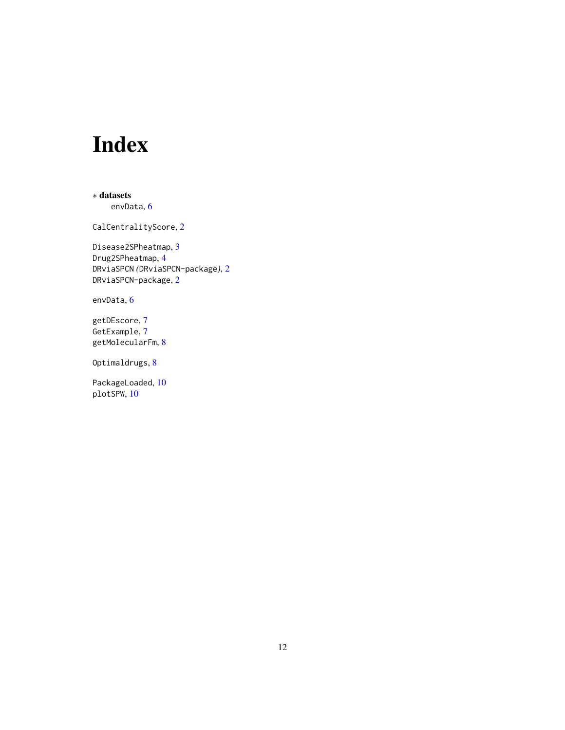# Index

∗ **datasets**
    envData, 6

CalCentralityScore, 2

Disease2SPheatmap, 3
Drug2SPheatmap, 4
DRviaSPCN *(*DRviaSPCN-package*)*, 2
DRviaSPCN-package, 2

envData, 6

getDEscore, 7
GetExample, 7
getMolecularFm, 8

Optimaldrugs, 8

PackageLoaded, 10
plotSPW, 10